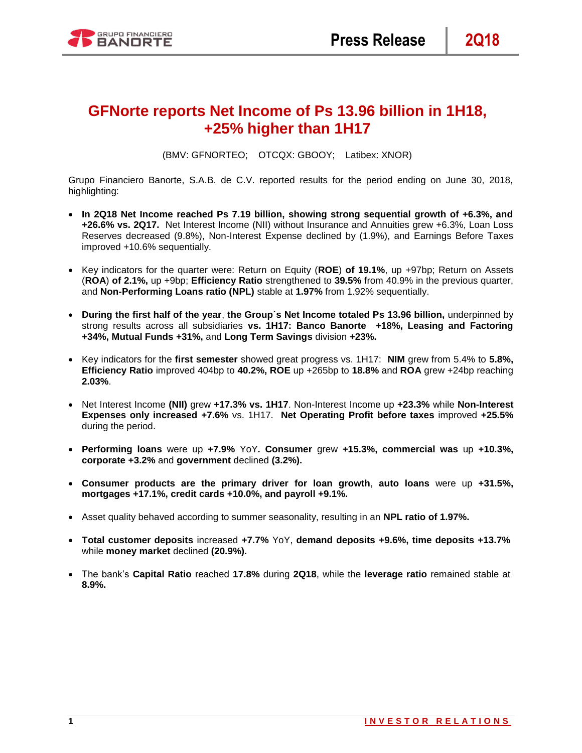# GFNorte reports Net Income of Ps 13.96 billion in 1H18, +25% higher than 1H17

(BMV: GFNORTEO; OTCQX: GBOOY; Latibex: XNOR)

Grupo Financiero Banorte, S.A.B. de C.V. reported results for the period ending on June 30, 2018, highlighting:

- **In 2Q18 Net Income reached Ps 7.19 billion, showing strong sequential growth of +6.3%, and +26.6% vs. 2Q17.** Net Interest Income (NII) without Insurance and Annuities grew +6.3%, Loan Loss Reserves decreased (9.8%), Non-Interest Expense declined by (1.9%), and Earnings Before Taxes improved +10.6% sequentially.

- Key indicators for the quarter were: Return on Equity (**ROE**) **of 19.1%**, up +97bp; Return on Assets (**ROA**) **of 2.1%,** up +9bp; **Efficiency Ratio** strengthened to **39.5%** from 40.9% in the previous quarter, and **Non-Performing Loans ratio (NPL)** stable at **1.97%** from 1.92% sequentially.

- **During the first half of the year**, **the Group´s Net Income totaled Ps 13.96 billion,** underpinned by strong results across all subsidiaries **vs. 1H17: Banco Banorte +18%, Leasing and Factoring +34%, Mutual Funds +31%,** and **Long Term Savings** division **+23%.**

- Key indicators for the **first semester** showed great progress vs. 1H17: **NIM** grew from 5.4% to **5.8%, Efficiency Ratio** improved 404bp to **40.2%, ROE** up +265bp to **18.8%** and **ROA** grew +24bp reaching **2.03%**.

- Net Interest Income **(NII)** grew **+17.3% vs. 1H17**. Non-Interest Income up **+23.3%** while **Non-Interest Expenses only increased +7.6%** vs. 1H17. **Net Operating Profit before taxes** improved **+25.5%** during the period.

- **Performing loans** were up **+7.9%** YoY**. Consumer** grew **+15.3%, commercial was** up **+10.3%, corporate +3.2%** and **government** declined **(3.2%).**

- **Consumer products are the primary driver for loan growth**, **auto loans** were up **+31.5%, mortgages +17.1%, credit cards +10.0%, and payroll +9.1%.**

- Asset quality behaved according to summer seasonality, resulting in an **NPL ratio of 1.97%.**

- **Total customer deposits** increased **+7.7%** YoY, **demand deposits +9.6%, time deposits +13.7%** while **money market** declined **(20.9%).**

- The bank's **Capital Ratio** reached **17.8%** during **2Q18**, while the **leverage ratio** remained stable at **8.9%.**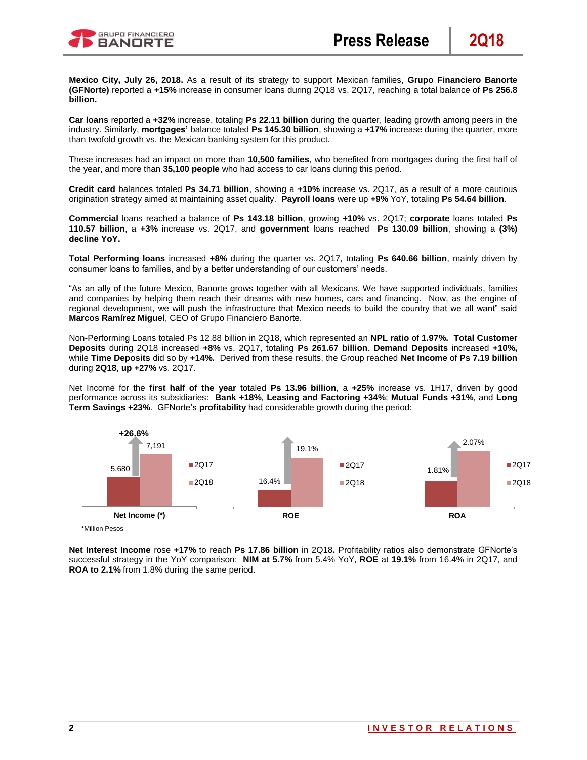**Mexico City, July 26, 2018.** As a result of its strategy to support Mexican families, **Grupo Financiero Banorte (GFNorte)** reported a **+15%** increase in consumer loans during 2Q18 vs. 2Q17, reaching a total balance of **Ps 256.8 billion.**

**Car loans** reported a **+32%** increase, totaling **Ps 22.11 billion** during the quarter, leading growth among peers in the industry. Similarly, **mortgages'** balance totaled **Ps 145.30 billion**, showing a **+17%** increase during the quarter, more than twofold growth vs. the Mexican banking system for this product.

These increases had an impact on more than **10,500 families**, who benefited from mortgages during the first half of the year, and more than **35,100 people** who had access to car loans during this period.

**Credit card** balances totaled **Ps 34.71 billion**, showing a **+10%** increase vs. 2Q17, as a result of a more cautious origination strategy aimed at maintaining asset quality. **Payroll loans** were up **+9%** YoY, totaling **Ps 54.64 billion**.

**Commercial** loans reached a balance of **Ps 143.18 billion**, growing **+10%** vs. 2Q17; **corporate** loans totaled **Ps 110.57 billion**, a **+3%** increase vs. 2Q17, and **government** loans reached **Ps 130.09 billion**, showing a **(3%) decline YoY.**

**Total Performing loans** increased **+8%** during the quarter vs. 2Q17, totaling **Ps 640.66 billion**, mainly driven by consumer loans to families, and by a better understanding of our customers' needs.

"As an ally of the future Mexico, Banorte grows together with all Mexicans. We have supported individuals, families and companies by helping them reach their dreams with new homes, cars and financing. Now, as the engine of regional development, we will push the infrastructure that Mexico needs to build the country that we all want" said **Marcos Ramírez Miguel**, CEO of Grupo Financiero Banorte.

Non-Performing Loans totaled Ps 12.88 billion in 2Q18, which represented an **NPL ratio** of **1.97%. Total Customer Deposits** during 2Q18 increased **+8%** vs. 2Q17, totaling **Ps 261.67 billion**. **Demand Deposits** increased **+10%,** while **Time Deposits** did so by **+14%.** Derived from these results, the Group reached **Net Income** of **Ps 7.19 billion** during **2Q18**, **up +27%** vs. 2Q17.

Net Income for the **first half of the year** totaled **Ps 13.96 billion**, a **+25%** increase vs. 1H17, driven by good performance across its subsidiaries: **Bank +18%**, **Leasing and Factoring +34%**; **Mutual Funds +31%**, and **Long Term Savings +23%**. GFNorte's **profitability** had considerable growth during the period:

| | 2Q17 | 2Q18 | Change |
|---|---|---|---|
| Net Income (*) | 5,680 | 7,191 | +26.6% |
| ROE | 16.4% | 19.1% | |
| ROA | 1.81% | 2.07% | |

*Million Pesos

**Net Interest Income** rose **+17%** to reach **Ps 17.86 billion** in 2Q18**.** Profitability ratios also demonstrate GFNorte's successful strategy in the YoY comparison: **NIM at 5.7%** from 5.4% YoY, **ROE** at **19.1%** from 16.4% in 2Q17, and **ROA to 2.1%** from 1.8% during the same period.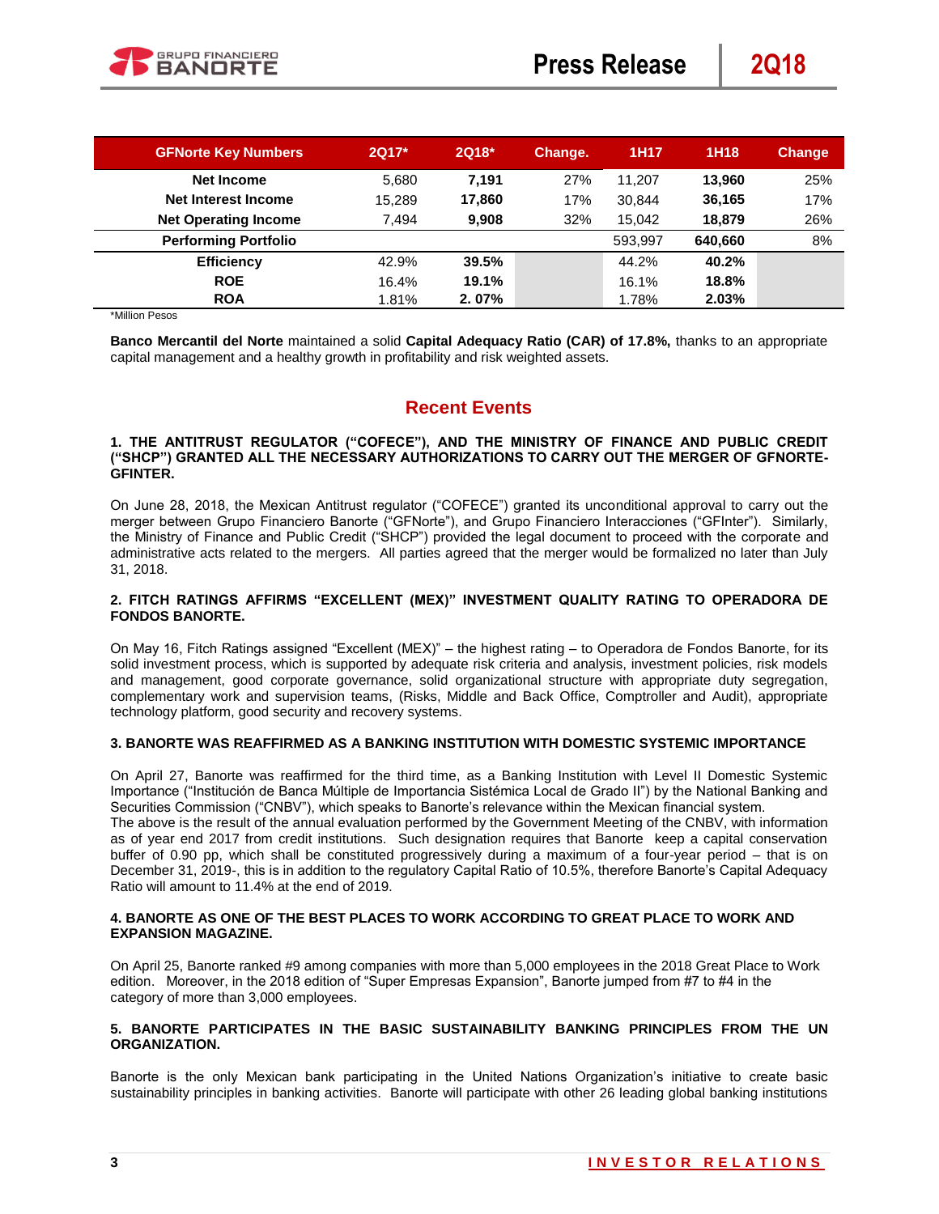| GFNorte Key Numbers | 2Q17* | 2Q18* | Change. | 1H17 | 1H18 | Change |
|---|---|---|---|---|---|---|
| Net Income | 5,680 | **7,191** | 27% | 11,207 | **13,960** | 25% |
| Net Interest Income | 15,289 | **17,860** | 17% | 30,844 | **36,165** | 17% |
| Net Operating Income | 7,494 | **9,908** | 32% | 15,042 | **18,879** | 26% |
| Performing Portfolio | | | | 593,997 | **640,660** | 8% |
| Efficiency | 42.9% | **39.5%** | | 44.2% | **40.2%** | |
| ROE | 16.4% | **19.1%** | | 16.1% | **18.8%** | |
| ROA | 1.81% | **2. 07%** | | 1.78% | **2.03%** | |

*Million Pesos

**Banco Mercantil del Norte** maintained a solid **Capital Adequacy Ratio (CAR) of 17.8%,** thanks to an appropriate capital management and a healthy growth in profitability and risk weighted assets.

## Recent Events

**1. THE ANTITRUST REGULATOR ("COFECE"), AND THE MINISTRY OF FINANCE AND PUBLIC CREDIT ("SHCP") GRANTED ALL THE NECESSARY AUTHORIZATIONS TO CARRY OUT THE MERGER OF GFNORTE-GFINTER.**

On June 28, 2018, the Mexican Antitrust regulator ("COFECE") granted its unconditional approval to carry out the merger between Grupo Financiero Banorte ("GFNorte"), and Grupo Financiero Interacciones ("GFInter"). Similarly, the Ministry of Finance and Public Credit ("SHCP") provided the legal document to proceed with the corporate and administrative acts related to the mergers. All parties agreed that the merger would be formalized no later than July 31, 2018.

**2. FITCH RATINGS AFFIRMS "EXCELLENT (MEX)" INVESTMENT QUALITY RATING TO OPERADORA DE FONDOS BANORTE.**

On May 16, Fitch Ratings assigned "Excellent (MEX)" – the highest rating – to Operadora de Fondos Banorte, for its solid investment process, which is supported by adequate risk criteria and analysis, investment policies, risk models and management, good corporate governance, solid organizational structure with appropriate duty segregation, complementary work and supervision teams, (Risks, Middle and Back Office, Comptroller and Audit), appropriate technology platform, good security and recovery systems.

**3. BANORTE WAS REAFFIRMED AS A BANKING INSTITUTION WITH DOMESTIC SYSTEMIC IMPORTANCE**

On April 27, Banorte was reaffirmed for the third time, as a Banking Institution with Level II Domestic Systemic Importance ("Institución de Banca Múltiple de Importancia Sistémica Local de Grado II") by the National Banking and Securities Commission ("CNBV"), which speaks to Banorte's relevance within the Mexican financial system.
The above is the result of the annual evaluation performed by the Government Meeting of the CNBV, with information as of year end 2017 from credit institutions. Such designation requires that Banorte keep a capital conservation buffer of 0.90 pp, which shall be constituted progressively during a maximum of a four-year period – that is on December 31, 2019-, this is in addition to the regulatory Capital Ratio of 10.5%, therefore Banorte's Capital Adequacy Ratio will amount to 11.4% at the end of 2019.

**4. BANORTE AS ONE OF THE BEST PLACES TO WORK ACCORDING TO GREAT PLACE TO WORK AND EXPANSION MAGAZINE.**

On April 25, Banorte ranked #9 among companies with more than 5,000 employees in the 2018 Great Place to Work edition. Moreover, in the 2018 edition of "Super Empresas Expansion", Banorte jumped from #7 to #4 in the category of more than 3,000 employees.

**5. BANORTE PARTICIPATES IN THE BASIC SUSTAINABILITY BANKING PRINCIPLES FROM THE UN ORGANIZATION.**

Banorte is the only Mexican bank participating in the United Nations Organization's initiative to create basic sustainability principles in banking activities. Banorte will participate with other 26 leading global banking institutions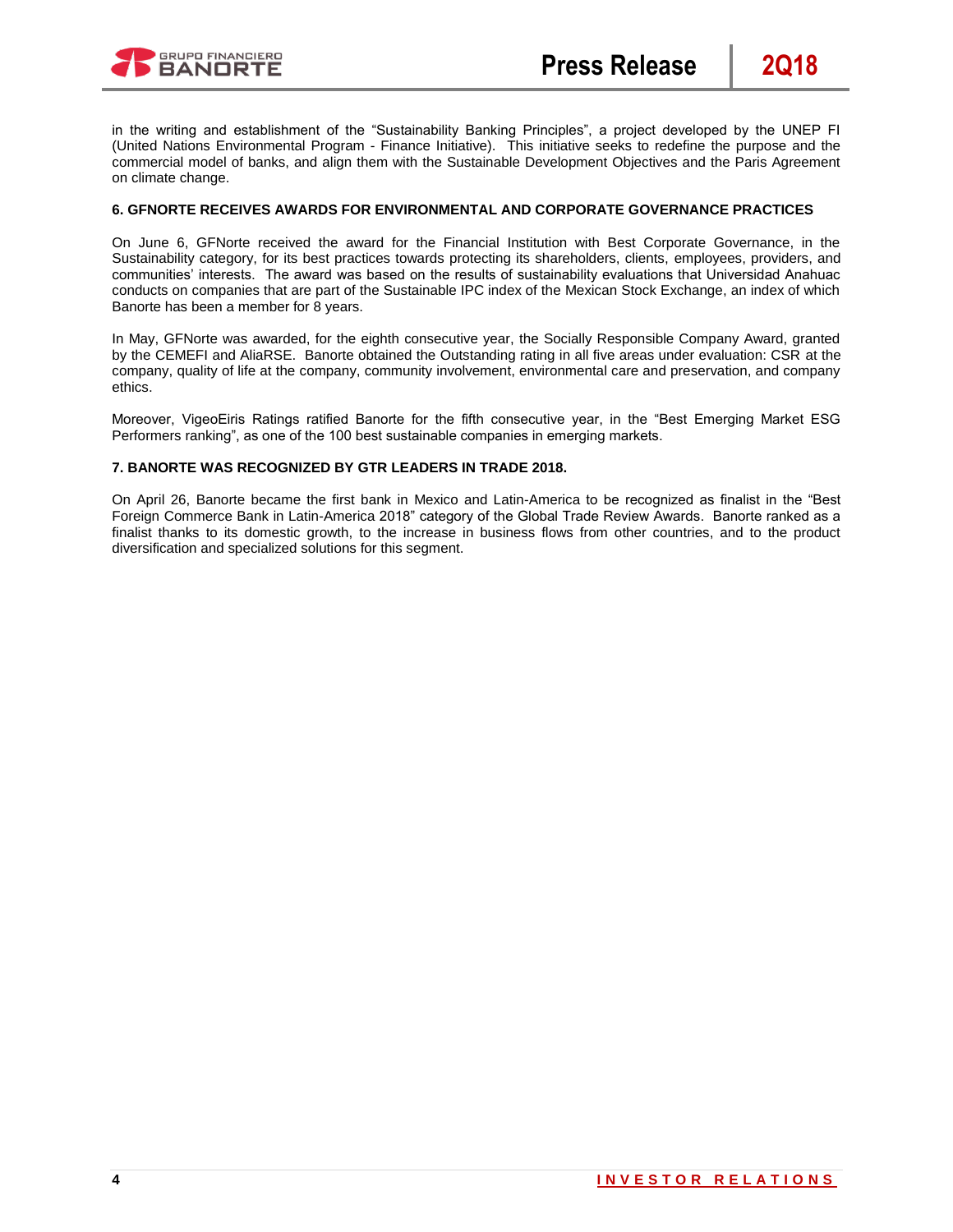in the writing and establishment of the "Sustainability Banking Principles", a project developed by the UNEP FI (United Nations Environmental Program - Finance Initiative). This initiative seeks to redefine the purpose and the commercial model of banks, and align them with the Sustainable Development Objectives and the Paris Agreement on climate change.

**6. GFNORTE RECEIVES AWARDS FOR ENVIRONMENTAL AND CORPORATE GOVERNANCE PRACTICES**

On June 6, GFNorte received the award for the Financial Institution with Best Corporate Governance, in the Sustainability category, for its best practices towards protecting its shareholders, clients, employees, providers, and communities' interests. The award was based on the results of sustainability evaluations that Universidad Anahuac conducts on companies that are part of the Sustainable IPC index of the Mexican Stock Exchange, an index of which Banorte has been a member for 8 years.

In May, GFNorte was awarded, for the eighth consecutive year, the Socially Responsible Company Award, granted by the CEMEFI and AliaRSE. Banorte obtained the Outstanding rating in all five areas under evaluation: CSR at the company, quality of life at the company, community involvement, environmental care and preservation, and company ethics.

Moreover, VigeoEiris Ratings ratified Banorte for the fifth consecutive year, in the "Best Emerging Market ESG Performers ranking", as one of the 100 best sustainable companies in emerging markets.

**7. BANORTE WAS RECOGNIZED BY GTR LEADERS IN TRADE 2018.**

On April 26, Banorte became the first bank in Mexico and Latin-America to be recognized as finalist in the "Best Foreign Commerce Bank in Latin-America 2018" category of the Global Trade Review Awards. Banorte ranked as a finalist thanks to its domestic growth, to the increase in business flows from other countries, and to the product diversification and specialized solutions for this segment.